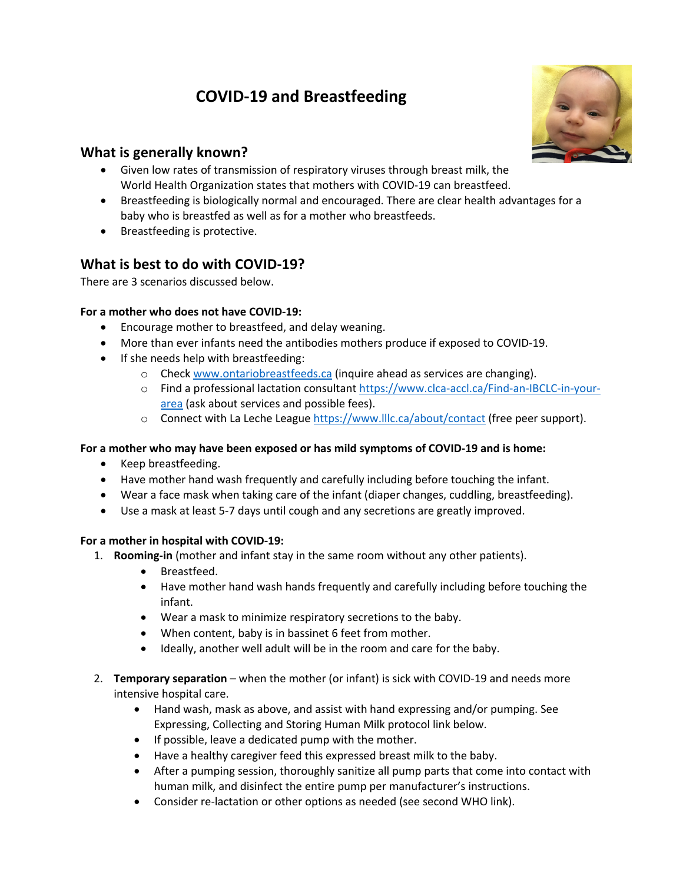# COVID-19 and Breastfeeding

## What is generally known?

- Given low rates of transmission of respiratory viruses through breast milk, the World Health Organization states that mothers with COVID-19 can breastfeed.
- Breastfeeding is biologically normal and encouraged. There are clear health advantages for a baby who is breastfed as well as for a mother who breastfeeds.
- Breastfeeding is protective.

## What is best to do with COVID-19?

There are 3 scenarios discussed below.

**For a mother who does not have COVID-19:**

- Encourage mother to breastfeed, and delay weaning.
- More than ever infants need the antibodies mothers produce if exposed to COVID-19.
- If she needs help with breastfeeding:
  - Check [www.ontariobreastfeeds.ca](www.ontariobreastfeeds.ca) (inquire ahead as services are changing).
  - Find a professional lactation consultant [https://www.clca-accl.ca/Find-an-IBCLC-in-your-area](https://www.clca-accl.ca/Find-an-IBCLC-in-your-area) (ask about services and possible fees).
  - Connect with La Leche League [https://www.lllc.ca/about/contact](https://www.lllc.ca/about/contact) (free peer support).

**For a mother who may have been exposed or has mild symptoms of COVID-19 and is home:**

- Keep breastfeeding.
- Have mother hand wash frequently and carefully including before touching the infant.
- Wear a face mask when taking care of the infant (diaper changes, cuddling, breastfeeding).
- Use a mask at least 5-7 days until cough and any secretions are greatly improved.

**For a mother in hospital with COVID-19:**

1. **Rooming-in** (mother and infant stay in the same room without any other patients).
   - Breastfeed.
   - Have mother hand wash hands frequently and carefully including before touching the infant.
   - Wear a mask to minimize respiratory secretions to the baby.
   - When content, baby is in bassinet 6 feet from mother.
   - Ideally, another well adult will be in the room and care for the baby.

2. **Temporary separation** – when the mother (or infant) is sick with COVID-19 and needs more intensive hospital care.
   - Hand wash, mask as above, and assist with hand expressing and/or pumping. See Expressing, Collecting and Storing Human Milk protocol link below.
   - If possible, leave a dedicated pump with the mother.
   - Have a healthy caregiver feed this expressed breast milk to the baby.
   - After a pumping session, thoroughly sanitize all pump parts that come into contact with human milk, and disinfect the entire pump per manufacturer's instructions.
   - Consider re-lactation or other options as needed (see second WHO link).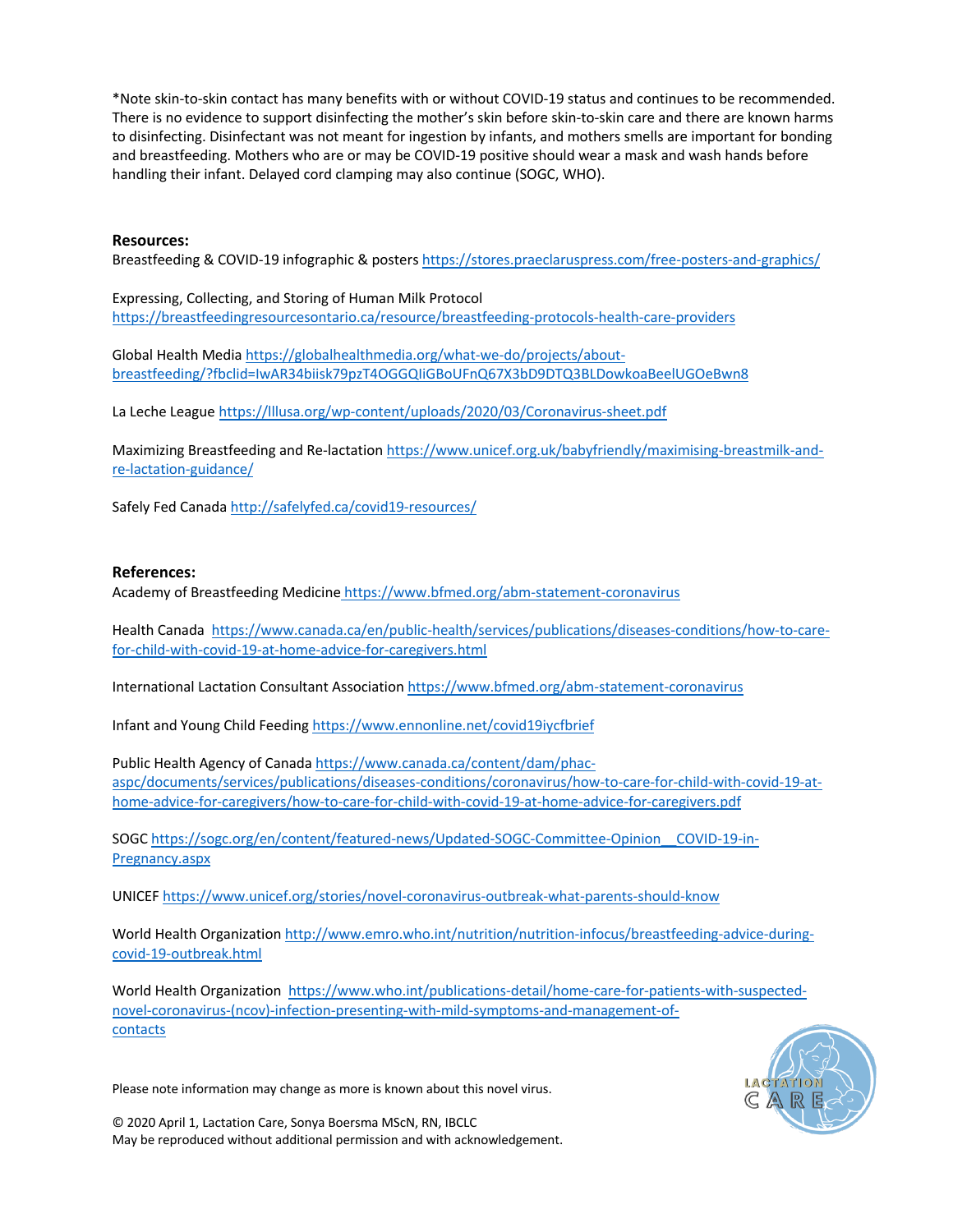*Note skin-to-skin contact has many benefits with or without COVID-19 status and continues to be recommended. There is no evidence to support disinfecting the mother's skin before skin-to-skin care and there are known harms to disinfecting. Disinfectant was not meant for ingestion by infants, and mothers smells are important for bonding and breastfeeding. Mothers who are or may be COVID-19 positive should wear a mask and wash hands before handling their infant. Delayed cord clamping may also continue (SOGC, WHO).

**Resources:**

Breastfeeding & COVID-19 infographic & posters https://stores.praeclaruspress.com/free-posters-and-graphics/

Expressing, Collecting, and Storing of Human Milk Protocol https://breastfeedingresourcesontario.ca/resource/breastfeeding-protocols-health-care-providers

Global Health Media https://globalhealthmedia.org/what-we-do/projects/about-breastfeeding/?fbclid=IwAR34biisk79pzT4OGGQIiGBoUFnQ67X3bD9DTQ3BLDowkoaBeelUGOeBwn8

La Leche League https://lllusa.org/wp-content/uploads/2020/03/Coronavirus-sheet.pdf

Maximizing Breastfeeding and Re-lactation https://www.unicef.org.uk/babyfriendly/maximising-breastmilk-and-re-lactation-guidance/

Safely Fed Canada http://safelyfed.ca/covid19-resources/

**References:**

Academy of Breastfeeding Medicine https://www.bfmed.org/abm-statement-coronavirus

Health Canada https://www.canada.ca/en/public-health/services/publications/diseases-conditions/how-to-care-for-child-with-covid-19-at-home-advice-for-caregivers.html

International Lactation Consultant Association https://www.bfmed.org/abm-statement-coronavirus

Infant and Young Child Feeding https://www.ennonline.net/covid19iycfbrief

Public Health Agency of Canada https://www.canada.ca/content/dam/phac-aspc/documents/services/publications/diseases-conditions/coronavirus/how-to-care-for-child-with-covid-19-at-home-advice-for-caregivers/how-to-care-for-child-with-covid-19-at-home-advice-for-caregivers.pdf

SOGC https://sogc.org/en/content/featured-news/Updated-SOGC-Committee-Opinion__COVID-19-in-Pregnancy.aspx

UNICEF https://www.unicef.org/stories/novel-coronavirus-outbreak-what-parents-should-know

World Health Organization http://www.emro.who.int/nutrition/nutrition-infocus/breastfeeding-advice-during-covid-19-outbreak.html

World Health Organization https://www.who.int/publications-detail/home-care-for-patients-with-suspected-novel-coronavirus-(ncov)-infection-presenting-with-mild-symptoms-and-management-of-contacts

Please note information may change as more is known about this novel virus.

© 2020 April 1, Lactation Care, Sonya Boersma MScN, RN, IBCLC
May be reproduced without additional permission and with acknowledgement.